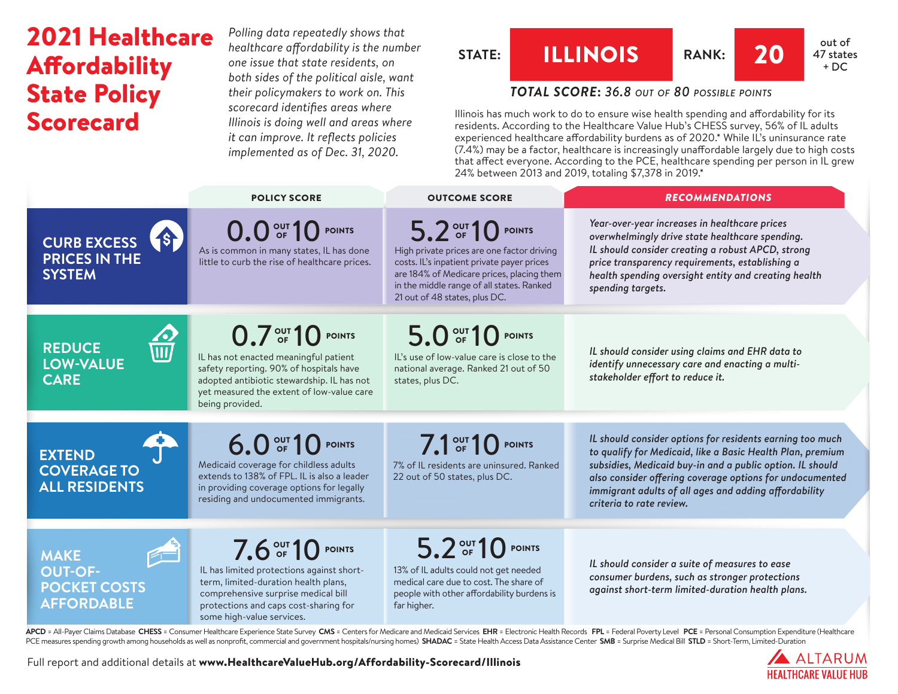# 2021 Healthcare Affordability State Policy Scorecard

*Polling data repeatedly shows that healthcare affordability is the number one issue that state residents, on both sides of the political aisle, want their policymakers to work on. This scorecard identifies areas where Illinois is doing well and areas where it can improve. It reflects policies implemented as of Dec. 31, 2020.*

**STATE: ILLINOIS** | **RANK: 20** out of 47 states + DC

***TOTAL SCORE:* 36.8 OUT OF 80 POSSIBLE POINTS**

Illinois has much work to do to ensure wise health spending and affordability for its residents. According to the Healthcare Value Hub's CHESS survey, 56% of IL adults experienced healthcare affordability burdens as of 2020.* While IL's uninsurance rate (7.4%) may be a factor, healthcare is increasingly unaffordable largely due to high costs that affect everyone. According to the PCE, healthcare spending per person in IL grew 24% between 2013 and 2019, totaling $7,378 in 2019.*

| | POLICY SCORE | OUTCOME SCORE | RECOMMENDATIONS |
|---|---|---|---|
| **CURB EXCESS PRICES IN THE SYSTEM** | **0.0 OUT OF 10 POINTS** As is common in many states, IL has done little to curb the rise of healthcare prices. | **5.2 OUT OF 10 POINTS** High private prices are one factor driving costs. IL's inpatient private payer prices are 184% of Medicare prices, placing them in the middle range of all states. Ranked 21 out of 48 states, plus DC. | *Year-over-year increases in healthcare prices overwhelmingly drive state healthcare spending. IL should consider creating a robust APCD, strong price transparency requirements, establishing a health spending oversight entity and creating health spending targets.* |
| **REDUCE LOW-VALUE CARE** | **0.7 OUT OF 10 POINTS** IL has not enacted meaningful patient safety reporting. 90% of hospitals have adopted antibiotic stewardship. IL has not yet measured the extent of low-value care being provided. | **5.0 OUT OF 10 POINTS** IL's use of low-value care is close to the national average. Ranked 21 out of 50 states, plus DC. | *IL should consider using claims and EHR data to identify unnecessary care and enacting a multi-stakeholder effort to reduce it.* |
| **EXTEND COVERAGE TO ALL RESIDENTS** | **6.0 OUT OF 10 POINTS** Medicaid coverage for childless adults extends to 138% of FPL. IL is also a leader in providing coverage options for legally residing and undocumented immigrants. | **7.1 OUT OF 10 POINTS** 7% of IL residents are uninsured. Ranked 22 out of 50 states, plus DC. | *IL should consider options for residents earning too much to qualify for Medicaid, like a Basic Health Plan, premium subsidies, Medicaid buy-in and a public option. IL should also consider offering coverage options for undocumented immigrant adults of all ages and adding affordability criteria to rate review.* |
| **MAKE OUT-OF-POCKET COSTS AFFORDABLE** | **7.6 OUT OF 10 POINTS** IL has limited protections against short-term, limited-duration health plans, comprehensive surprise medical bill protections and caps cost-sharing for some high-value services. | **5.2 OUT OF 10 POINTS** 13% of IL adults could not get needed medical care due to cost. The share of people with other affordability burdens is far higher. | *IL should consider a suite of measures to ease consumer burdens, such as stronger protections against short-term limited-duration health plans.* |

**APCD** = All-Payer Claims Database **CHESS** = Consumer Healthcare Experience State Survey **CMS** = Centers for Medicare and Medicaid Services **EHR** = Electronic Health Records **FPL** = Federal Poverty Level **PCE** = Personal Consumption Expenditure (Healthcare PCE measures spending growth among households as well as nonprofit, commercial and government hospitals/nursing homes) **SHADAC** = State Health Access Data Assistance Center **SMB** = Surprise Medical Bill **STLD** = Short-Term, Limited-Duration

Full report and additional details at **www.HealthcareValueHub.org/Affordability-Scorecard/Illinois**

ALTARUM HEALTHCARE VALUE HUB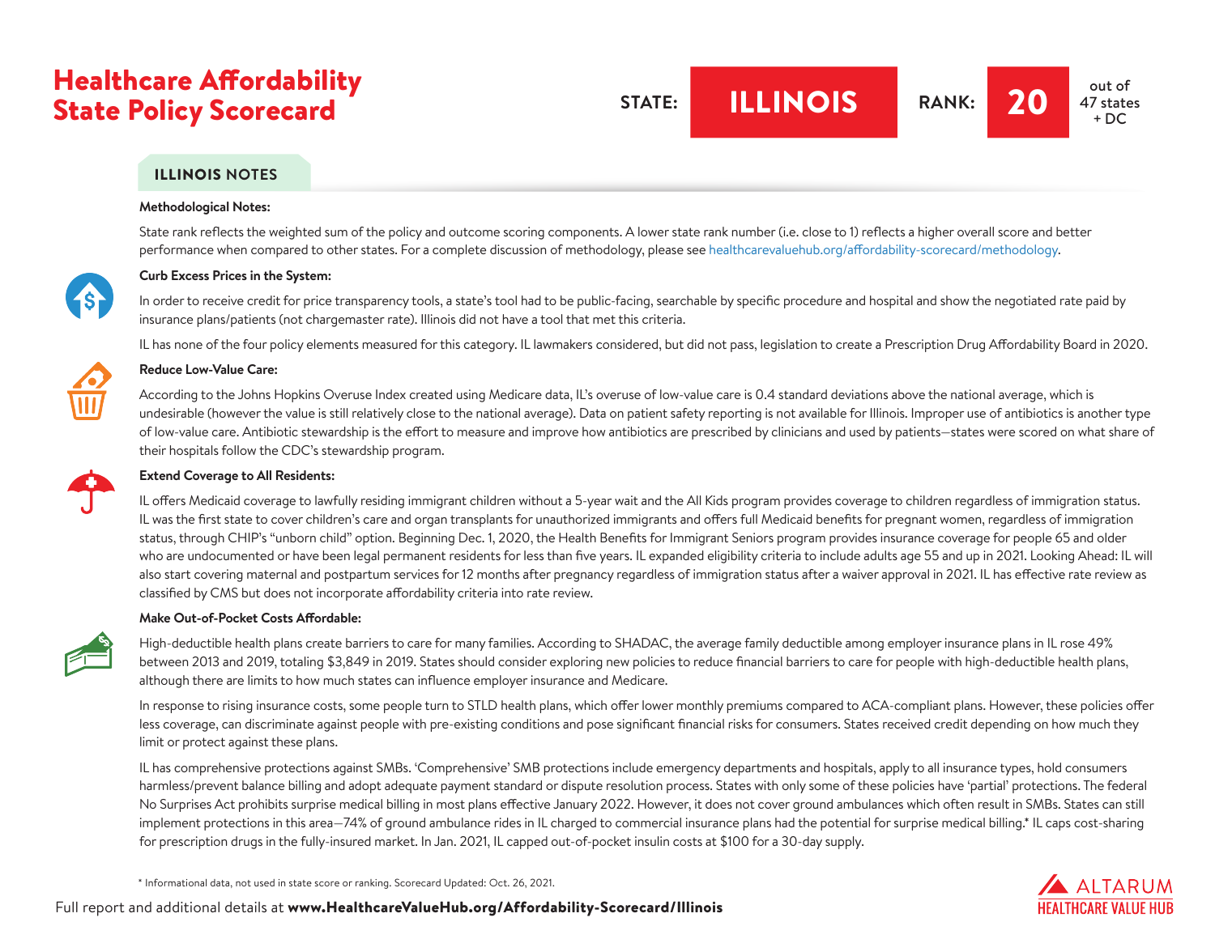# Healthcare Affordability State Policy Scorecard

**STATE:** ILLINOIS **RANK:** 20 out of 47 states + DC

## ILLINOIS NOTES

**Methodological Notes:**

State rank reflects the weighted sum of the policy and outcome scoring components. A lower state rank number (i.e. close to 1) reflects a higher overall score and better performance when compared to other states. For a complete discussion of methodology, please see healthcarevaluehub.org/affordability-scorecard/methodology.

**Curb Excess Prices in the System:**

In order to receive credit for price transparency tools, a state's tool had to be public-facing, searchable by specific procedure and hospital and show the negotiated rate paid by insurance plans/patients (not chargemaster rate). Illinois did not have a tool that met this criteria.

IL has none of the four policy elements measured for this category. IL lawmakers considered, but did not pass, legislation to create a Prescription Drug Affordability Board in 2020.

**Reduce Low-Value Care:**

According to the Johns Hopkins Overuse Index created using Medicare data, IL's overuse of low-value care is 0.4 standard deviations above the national average, which is undesirable (however the value is still relatively close to the national average). Data on patient safety reporting is not available for Illinois. Improper use of antibiotics is another type of low-value care. Antibiotic stewardship is the effort to measure and improve how antibiotics are prescribed by clinicians and used by patients—states were scored on what share of their hospitals follow the CDC's stewardship program.

**Extend Coverage to All Residents:**

IL offers Medicaid coverage to lawfully residing immigrant children without a 5-year wait and the All Kids program provides coverage to children regardless of immigration status. IL was the first state to cover children's care and organ transplants for unauthorized immigrants and offers full Medicaid benefits for pregnant women, regardless of immigration status, through CHIP's "unborn child" option. Beginning Dec. 1, 2020, the Health Benefits for Immigrant Seniors program provides insurance coverage for people 65 and older who are undocumented or have been legal permanent residents for less than five years. IL expanded eligibility criteria to include adults age 55 and up in 2021. Looking Ahead: IL will also start covering maternal and postpartum services for 12 months after pregnancy regardless of immigration status after a waiver approval in 2021. IL has effective rate review as classified by CMS but does not incorporate affordability criteria into rate review.

**Make Out-of-Pocket Costs Affordable:**

High-deductible health plans create barriers to care for many families. According to SHADAC, the average family deductible among employer insurance plans in IL rose 49% between 2013 and 2019, totaling $3,849 in 2019. States should consider exploring new policies to reduce financial barriers to care for people with high-deductible health plans, although there are limits to how much states can influence employer insurance and Medicare.

In response to rising insurance costs, some people turn to STLD health plans, which offer lower monthly premiums compared to ACA-compliant plans. However, these policies offer less coverage, can discriminate against people with pre-existing conditions and pose significant financial risks for consumers. States received credit depending on how much they limit or protect against these plans.

IL has comprehensive protections against SMBs. 'Comprehensive' SMB protections include emergency departments and hospitals, apply to all insurance types, hold consumers harmless/prevent balance billing and adopt adequate payment standard or dispute resolution process. States with only some of these policies have 'partial' protections. The federal No Surprises Act prohibits surprise medical billing in most plans effective January 2022. However, it does not cover ground ambulances which often result in SMBs. States can still implement protections in this area—74% of ground ambulance rides in IL charged to commercial insurance plans had the potential for surprise medical billing.* IL caps cost-sharing for prescription drugs in the fully-insured market. In Jan. 2021, IL capped out-of-pocket insulin costs at $100 for a 30-day supply.

* Informational data, not used in state score or ranking. Scorecard Updated: Oct. 26, 2021.

Full report and additional details at **www.HealthcareValueHub.org/Affordability-Scorecard/Illinois**

ALTARUM HEALTHCARE VALUE HUB